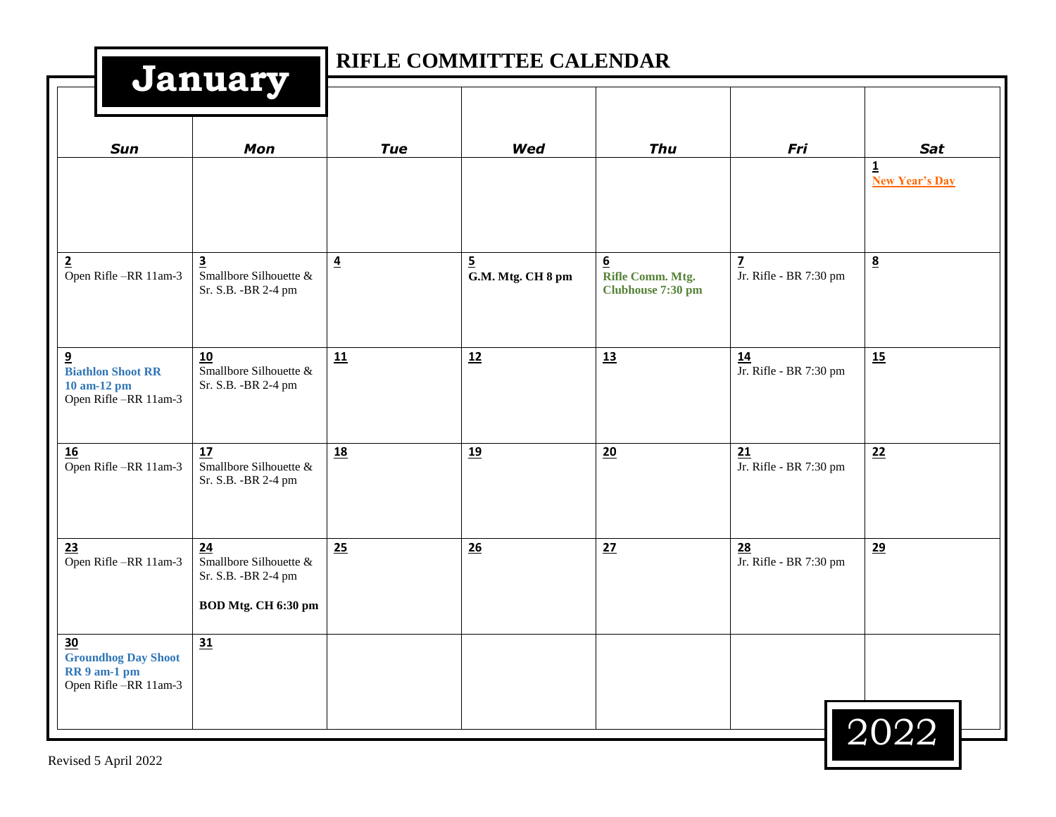# January 2022

## RIFLE COMMITTEE CALENDAR

| Sun | Mon | Tue | Wed | Thu | Fri | Sat |
|---|---|---|---|---|---|---|
| | | | | | | **1** <br> **New Year's Day** |
| **2** <br> Open Rifle –RR 11am-3 | **3** <br> Smallbore Silhouette & Sr. S.B. -BR 2-4 pm | **4** | **5** <br> **G.M. Mtg. CH 8 pm** | **6** <br> **Rifle Comm. Mtg. Clubhouse 7:30 pm** | **7** <br> Jr. Rifle - BR 7:30 pm | **8** |
| **9** <br> **Biathlon Shoot RR 10 am-12 pm** <br> Open Rifle –RR 11am-3 | **10** <br> Smallbore Silhouette & Sr. S.B. -BR 2-4 pm | **11** | **12** | **13** | **14** <br> Jr. Rifle - BR 7:30 pm | **15** |
| **16** <br> Open Rifle –RR 11am-3 | **17** <br> Smallbore Silhouette & Sr. S.B. -BR 2-4 pm | **18** | **19** | **20** | **21** <br> Jr. Rifle - BR 7:30 pm | **22** |
| **23** <br> Open Rifle –RR 11am-3 | **24** <br> Smallbore Silhouette & Sr. S.B. -BR 2-4 pm <br> **BOD Mtg. CH 6:30 pm** | **25** | **26** | **27** | **28** <br> Jr. Rifle - BR 7:30 pm | **29** |
| **30** <br> **Groundhog Day Shoot RR 9 am-1 pm** <br> Open Rifle –RR 11am-3 | **31** | | | | | |

Revised 5 April 2022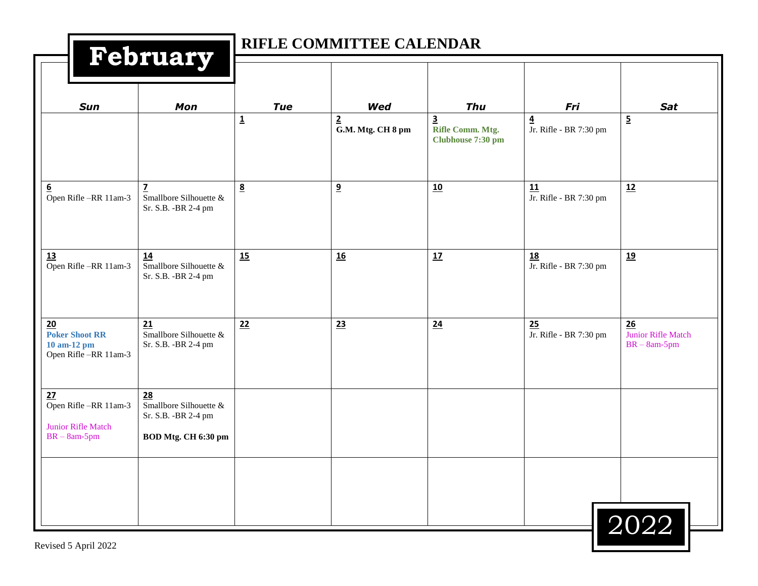# February

## RIFLE COMMITTEE CALENDAR

| Sun | Mon | Tue | Wed | Thu | Fri | Sat |
|---|---|---|---|---|---|---|
| | | **1** | **2**<br>**G.M. Mtg. CH 8 pm** | **3**<br>**Rifle Comm. Mtg. Clubhouse 7:30 pm** | **4**<br>Jr. Rifle - BR 7:30 pm | **5** |
| **6**<br>Open Rifle –RR 11am-3 | **7**<br>Smallbore Silhouette & Sr. S.B. -BR 2-4 pm | **8** | **9** | **10** | **11**<br>Jr. Rifle - BR 7:30 pm | **12** |
| **13**<br>Open Rifle –RR 11am-3 | **14**<br>Smallbore Silhouette & Sr. S.B. -BR 2-4 pm | **15** | **16** | **17** | **18**<br>Jr. Rifle - BR 7:30 pm | **19** |
| **20**<br>**Poker Shoot RR 10 am-12 pm**<br>Open Rifle –RR 11am-3 | **21**<br>Smallbore Silhouette & Sr. S.B. -BR 2-4 pm | **22** | **23** | **24** | **25**<br>Jr. Rifle - BR 7:30 pm | **26**<br>Junior Rifle Match BR – 8am-5pm |
| **27**<br>Open Rifle –RR 11am-3<br>Junior Rifle Match BR – 8am-5pm | **28**<br>Smallbore Silhouette & Sr. S.B. -BR 2-4 pm<br>**BOD Mtg. CH 6:30 pm** | | | | | |
| | | | | | | |

2022

Revised 5 April 2022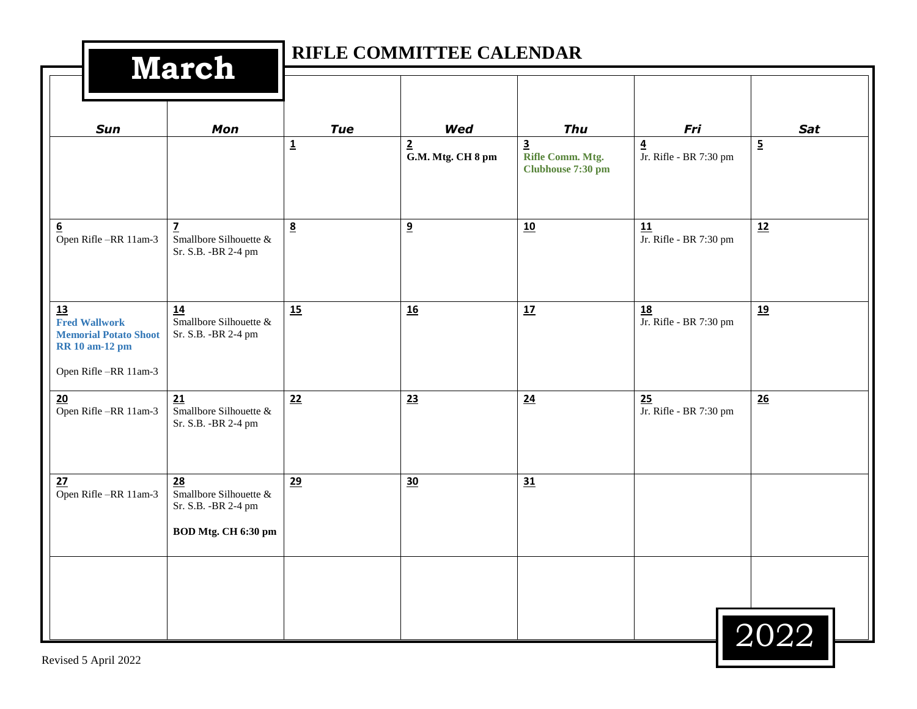# March

## RIFLE COMMITTEE CALENDAR

| Sun | Mon | Tue | Wed | Thu | Fri | Sat |
|---|---|---|---|---|---|---|
| | | 1 | 2<br>**G.M. Mtg. CH 8 pm** | 3<br>**Rifle Comm. Mtg. Clubhouse 7:30 pm** | 4<br>Jr. Rifle - BR 7:30 pm | 5 |
| 6<br>Open Rifle –RR 11am-3 | 7<br>Smallbore Silhouette & Sr. S.B. -BR 2-4 pm | 8 | 9 | 10 | 11<br>Jr. Rifle - BR 7:30 pm | 12 |
| 13<br>**Fred Wallwork Memorial Potato Shoot RR 10 am-12 pm**<br><br>Open Rifle –RR 11am-3 | 14<br>Smallbore Silhouette & Sr. S.B. -BR 2-4 pm | 15 | 16 | 17 | 18<br>Jr. Rifle - BR 7:30 pm | 19 |
| 20<br>Open Rifle –RR 11am-3 | 21<br>Smallbore Silhouette & Sr. S.B. -BR 2-4 pm | 22 | 23 | 24 | 25<br>Jr. Rifle - BR 7:30 pm | 26 |
| 27<br>Open Rifle –RR 11am-3 | 28<br>Smallbore Silhouette & Sr. S.B. -BR 2-4 pm<br><br>**BOD Mtg. CH 6:30 pm** | 29 | 30 | 31 | | |
| | | | | | | |

2022

Revised 5 April 2022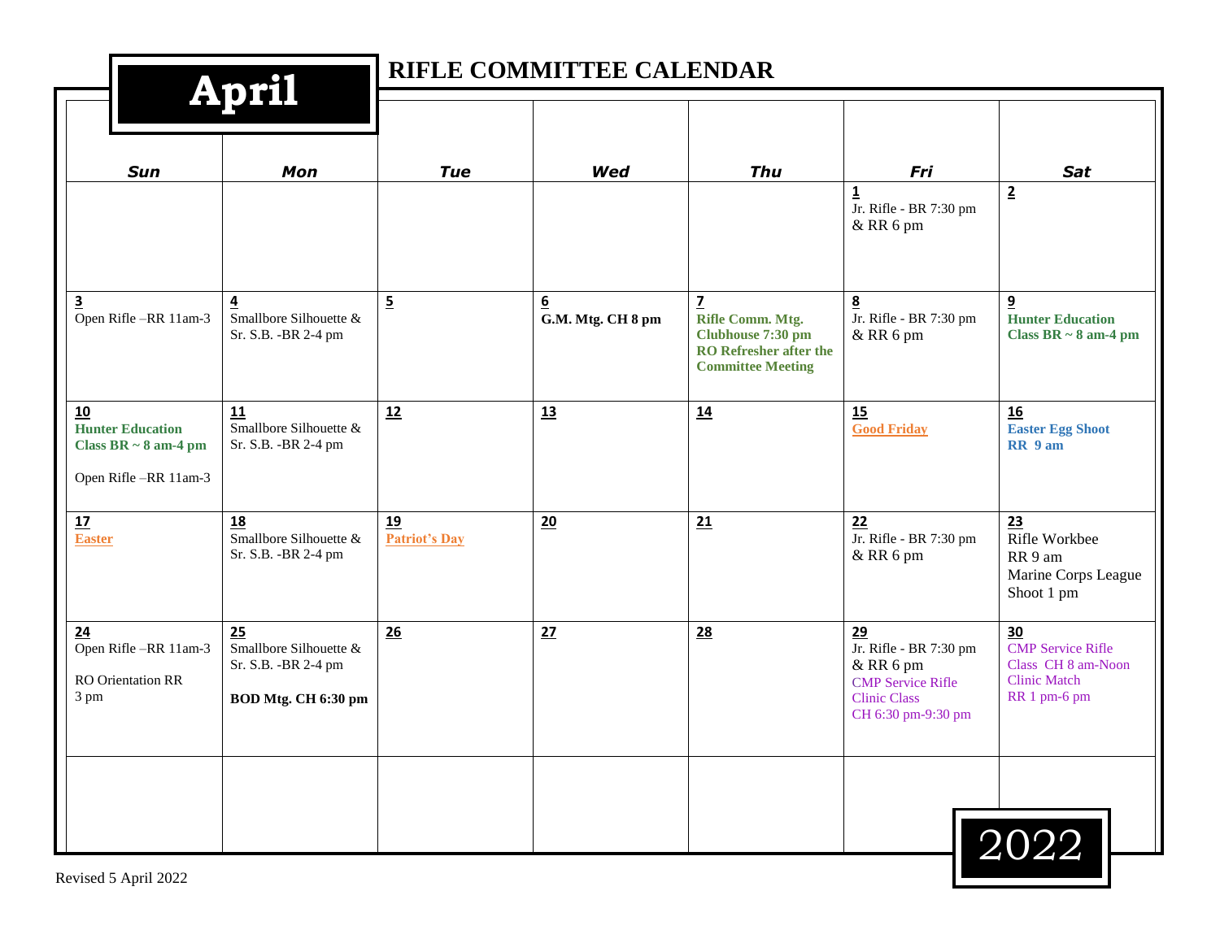# April

## RIFLE COMMITTEE CALENDAR

| Sun | Mon | Tue | Wed | Thu | Fri | Sat |
|---|---|---|---|---|---|---|
| | | | | | **1** Jr. Rifle - BR 7:30 pm & RR 6 pm | **2** |
| **3** Open Rifle –RR 11am-3 | **4** Smallbore Silhouette & Sr. S.B. -BR 2-4 pm | **5** | **6** **G.M. Mtg. CH 8 pm** | **7** **Rifle Comm. Mtg. Clubhouse 7:30 pm RO Refresher after the Committee Meeting** | **8** Jr. Rifle - BR 7:30 pm & RR 6 pm | **9** **Hunter Education Class BR ~ 8 am-4 pm** |
| **10** **Hunter Education Class BR ~ 8 am-4 pm** Open Rifle –RR 11am-3 | **11** Smallbore Silhouette & Sr. S.B. -BR 2-4 pm | **12** | **13** | **14** | **15** **Good Friday** | **16** **Easter Egg Shoot RR 9 am** |
| **17** **Easter** | **18** Smallbore Silhouette & Sr. S.B. -BR 2-4 pm | **19** **Patriot's Day** | **20** | **21** | **22** Jr. Rifle - BR 7:30 pm & RR 6 pm | **23** Rifle Workbee RR 9 am Marine Corps League Shoot 1 pm |
| **24** Open Rifle –RR 11am-3 RO Orientation RR 3 pm | **25** Smallbore Silhouette & Sr. S.B. -BR 2-4 pm **BOD Mtg. CH 6:30 pm** | **26** | **27** | **28** | **29** Jr. Rifle - BR 7:30 pm & RR 6 pm CMP Service Rifle Clinic Class CH 6:30 pm-9:30 pm | **30** CMP Service Rifle Class CH 8 am-Noon Clinic Match RR 1 pm-6 pm |
| | | | | | | |

2022

Revised 5 April 2022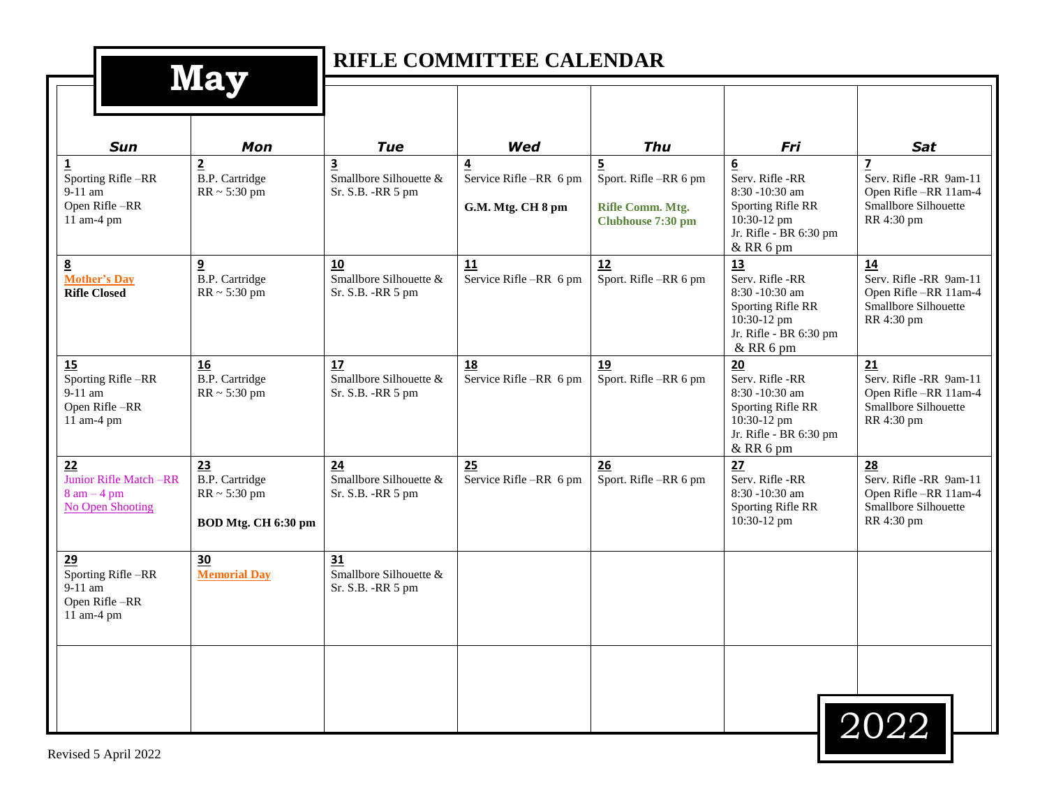# May

## RIFLE COMMITTEE CALENDAR

| Sun | Mon | Tue | Wed | Thu | Fri | Sat |
|---|---|---|---|---|---|---|
| **1** Sporting Rifle –RR 9-11 am Open Rifle –RR 11 am-4 pm | **2** B.P. Cartridge RR ~ 5:30 pm | **3** Smallbore Silhouette & Sr. S.B. -RR 5 pm | **4** Service Rifle –RR 6 pm **G.M. Mtg. CH 8 pm** | **5** Sport. Rifle –RR 6 pm **Rifle Comm. Mtg. Clubhouse 7:30 pm** | **6** Serv. Rifle -RR 8:30 -10:30 am Sporting Rifle RR 10:30-12 pm Jr. Rifle - BR 6:30 pm & RR 6 pm | **7** Serv. Rifle -RR 9am-11 Open Rifle –RR 11am-4 Smallbore Silhouette RR 4:30 pm |
| **8** **Mother's Day** **Rifle Closed** | **9** B.P. Cartridge RR ~ 5:30 pm | **10** Smallbore Silhouette & Sr. S.B. -RR 5 pm | **11** Service Rifle –RR 6 pm | **12** Sport. Rifle –RR 6 pm | **13** Serv. Rifle -RR 8:30 -10:30 am Sporting Rifle RR 10:30-12 pm Jr. Rifle - BR 6:30 pm & RR 6 pm | **14** Serv. Rifle -RR 9am-11 Open Rifle –RR 11am-4 Smallbore Silhouette RR 4:30 pm |
| **15** Sporting Rifle –RR 9-11 am Open Rifle –RR 11 am-4 pm | **16** B.P. Cartridge RR ~ 5:30 pm | **17** Smallbore Silhouette & Sr. S.B. -RR 5 pm | **18** Service Rifle –RR 6 pm | **19** Sport. Rifle –RR 6 pm | **20** Serv. Rifle -RR 8:30 -10:30 am Sporting Rifle RR 10:30-12 pm Jr. Rifle - BR 6:30 pm & RR 6 pm | **21** Serv. Rifle -RR 9am-11 Open Rifle –RR 11am-4 Smallbore Silhouette RR 4:30 pm |
| **22** Junior Rifle Match –RR 8 am – 4 pm No Open Shooting | **23** B.P. Cartridge RR ~ 5:30 pm **BOD Mtg. CH 6:30 pm** | **24** Smallbore Silhouette & Sr. S.B. -RR 5 pm | **25** Service Rifle –RR 6 pm | **26** Sport. Rifle –RR 6 pm | **27** Serv. Rifle -RR 8:30 -10:30 am Sporting Rifle RR 10:30-12 pm | **28** Serv. Rifle -RR 9am-11 Open Rifle –RR 11am-4 Smallbore Silhouette RR 4:30 pm |
| **29** Sporting Rifle –RR 9-11 am Open Rifle –RR 11 am-4 pm | **30** **Memorial Day** | **31** Smallbore Silhouette & Sr. S.B. -RR 5 pm | | | | |
| | | | | | | |

2022

Revised 5 April 2022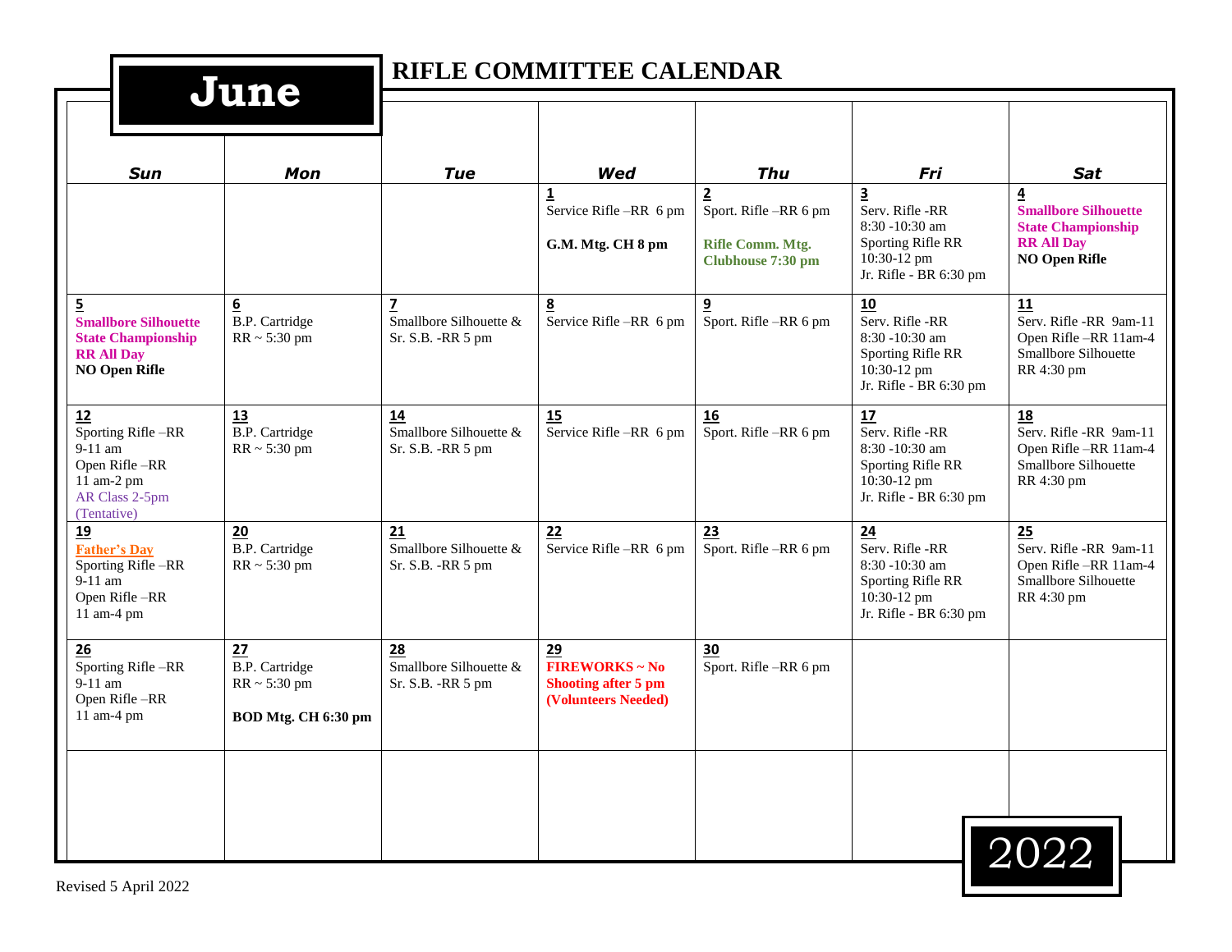# June

## RIFLE COMMITTEE CALENDAR

| Sun | Mon | Tue | Wed | Thu | Fri | Sat |
|---|---|---|---|---|---|---|
| | | | **1**<br>Service Rifle –RR 6 pm<br><br>**G.M. Mtg. CH 8 pm** | **2**<br>Sport. Rifle –RR 6 pm<br><br>**Rifle Comm. Mtg. Clubhouse 7:30 pm** | **3**<br>Serv. Rifle -RR<br>8:30 -10:30 am<br>Sporting Rifle RR<br>10:30-12 pm<br>Jr. Rifle - BR 6:30 pm | **4**<br>**Smallbore Silhouette State Championship RR All Day**<br>**NO Open Rifle** |
| **5**<br>**Smallbore Silhouette State Championship RR All Day**<br>**NO Open Rifle** | **6**<br>B.P. Cartridge<br>RR ~ 5:30 pm | **7**<br>Smallbore Silhouette &<br>Sr. S.B. -RR 5 pm | **8**<br>Service Rifle –RR 6 pm | **9**<br>Sport. Rifle –RR 6 pm | **10**<br>Serv. Rifle -RR<br>8:30 -10:30 am<br>Sporting Rifle RR<br>10:30-12 pm<br>Jr. Rifle - BR 6:30 pm | **11**<br>Serv. Rifle -RR 9am-11<br>Open Rifle –RR 11am-4<br>Smallbore Silhouette<br>RR 4:30 pm |
| **12**<br>Sporting Rifle –RR<br>9-11 am<br>Open Rifle –RR<br>11 am-2 pm<br>AR Class 2-5pm<br>(Tentative) | **13**<br>B.P. Cartridge<br>RR ~ 5:30 pm | **14**<br>Smallbore Silhouette &<br>Sr. S.B. -RR 5 pm | **15**<br>Service Rifle –RR 6 pm | **16**<br>Sport. Rifle –RR 6 pm | **17**<br>Serv. Rifle -RR<br>8:30 -10:30 am<br>Sporting Rifle RR<br>10:30-12 pm<br>Jr. Rifle - BR 6:30 pm | **18**<br>Serv. Rifle -RR 9am-11<br>Open Rifle –RR 11am-4<br>Smallbore Silhouette<br>RR 4:30 pm |
| **19**<br>**Father's Day**<br>Sporting Rifle –RR<br>9-11 am<br>Open Rifle –RR<br>11 am-4 pm | **20**<br>B.P. Cartridge<br>RR ~ 5:30 pm | **21**<br>Smallbore Silhouette &<br>Sr. S.B. -RR 5 pm | **22**<br>Service Rifle –RR 6 pm | **23**<br>Sport. Rifle –RR 6 pm | **24**<br>Serv. Rifle -RR<br>8:30 -10:30 am<br>Sporting Rifle RR<br>10:30-12 pm<br>Jr. Rifle - BR 6:30 pm | **25**<br>Serv. Rifle -RR 9am-11<br>Open Rifle –RR 11am-4<br>Smallbore Silhouette<br>RR 4:30 pm |
| **26**<br>Sporting Rifle –RR<br>9-11 am<br>Open Rifle –RR<br>11 am-4 pm | **27**<br>B.P. Cartridge<br>RR ~ 5:30 pm<br><br>**BOD Mtg. CH 6:30 pm** | **28**<br>Smallbore Silhouette &<br>Sr. S.B. -RR 5 pm | **29**<br>**FIREWORKS ~ No Shooting after 5 pm (Volunteers Needed)** | **30**<br>Sport. Rifle –RR 6 pm | | |
| | | | | | | |

2022

Revised 5 April 2022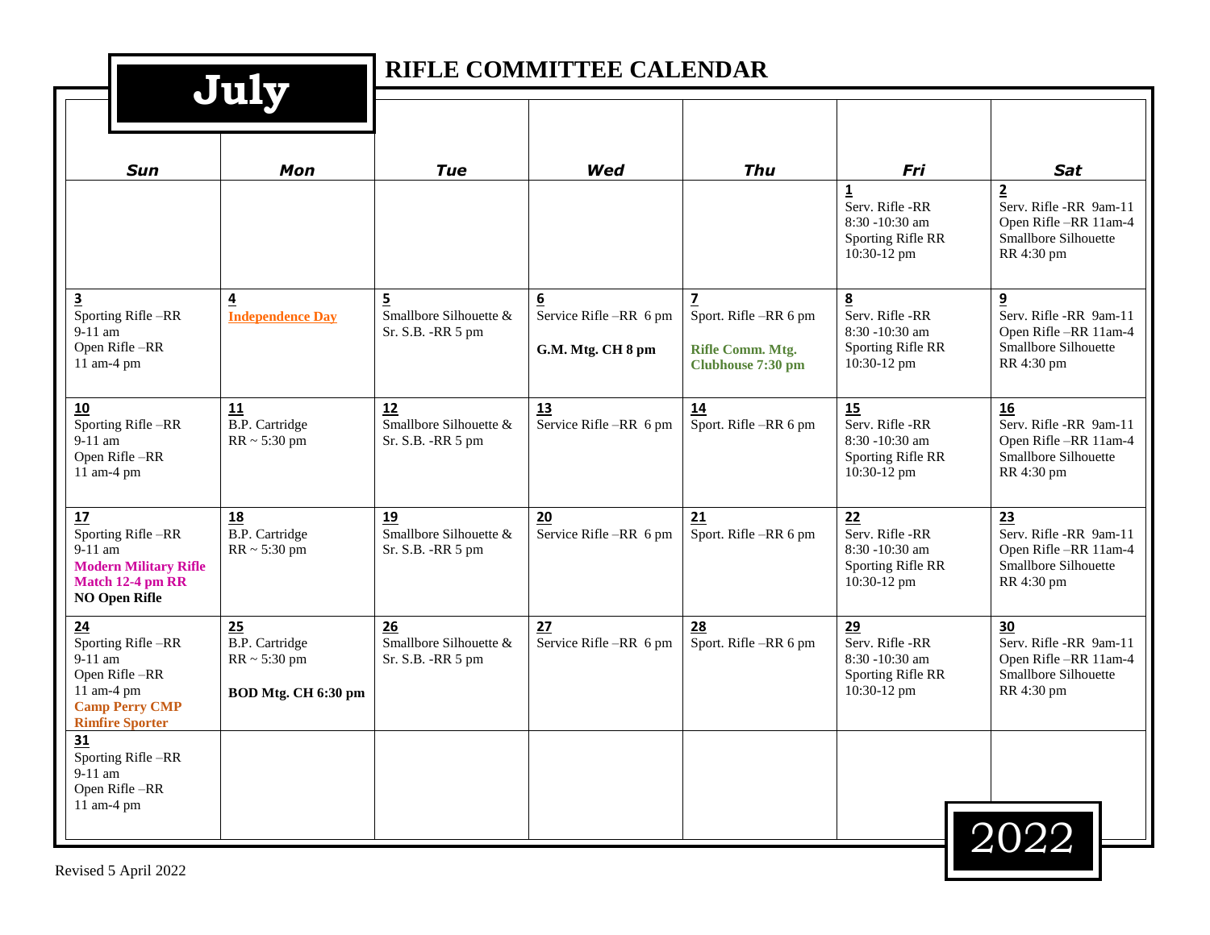# July

## RIFLE COMMITTEE CALENDAR

| Sun | Mon | Tue | Wed | Thu | Fri | Sat |
|---|---|---|---|---|---|---|
| | | | | | **1**<br>Serv. Rifle -RR<br>8:30 -10:30 am<br>Sporting Rifle RR<br>10:30-12 pm | **2**<br>Serv. Rifle -RR 9am-11<br>Open Rifle –RR 11am-4<br>Smallbore Silhouette<br>RR 4:30 pm |
| **3**<br>Sporting Rifle –RR<br>9-11 am<br>Open Rifle –RR<br>11 am-4 pm | **4**<br>**Independence Day** | **5**<br>Smallbore Silhouette &<br>Sr. S.B. -RR 5 pm | **6**<br>Service Rifle –RR 6 pm<br><br>**G.M. Mtg. CH 8 pm** | **7**<br>Sport. Rifle –RR 6 pm<br><br>**Rifle Comm. Mtg.**<br>**Clubhouse 7:30 pm** | **8**<br>Serv. Rifle -RR<br>8:30 -10:30 am<br>Sporting Rifle RR<br>10:30-12 pm | **9**<br>Serv. Rifle -RR 9am-11<br>Open Rifle –RR 11am-4<br>Smallbore Silhouette<br>RR 4:30 pm |
| **10**<br>Sporting Rifle –RR<br>9-11 am<br>Open Rifle –RR<br>11 am-4 pm | **11**<br>B.P. Cartridge<br>RR ~ 5:30 pm | **12**<br>Smallbore Silhouette &<br>Sr. S.B. -RR 5 pm | **13**<br>Service Rifle –RR 6 pm | **14**<br>Sport. Rifle –RR 6 pm | **15**<br>Serv. Rifle -RR<br>8:30 -10:30 am<br>Sporting Rifle RR<br>10:30-12 pm | **16**<br>Serv. Rifle -RR 9am-11<br>Open Rifle –RR 11am-4<br>Smallbore Silhouette<br>RR 4:30 pm |
| **17**<br>Sporting Rifle –RR<br>9-11 am<br>**Modern Military Rifle**<br>**Match 12-4 pm RR**<br>**NO Open Rifle** | **18**<br>B.P. Cartridge<br>RR ~ 5:30 pm | **19**<br>Smallbore Silhouette &<br>Sr. S.B. -RR 5 pm | **20**<br>Service Rifle –RR 6 pm | **21**<br>Sport. Rifle –RR 6 pm | **22**<br>Serv. Rifle -RR<br>8:30 -10:30 am<br>Sporting Rifle RR<br>10:30-12 pm | **23**<br>Serv. Rifle -RR 9am-11<br>Open Rifle –RR 11am-4<br>Smallbore Silhouette<br>RR 4:30 pm |
| **24**<br>Sporting Rifle –RR<br>9-11 am<br>Open Rifle –RR<br>11 am-4 pm<br>**Camp Perry CMP**<br>**Rimfire Sporter** | **25**<br>B.P. Cartridge<br>RR ~ 5:30 pm<br><br>**BOD Mtg. CH 6:30 pm** | **26**<br>Smallbore Silhouette &<br>Sr. S.B. -RR 5 pm | **27**<br>Service Rifle –RR 6 pm | **28**<br>Sport. Rifle –RR 6 pm | **29**<br>Serv. Rifle -RR<br>8:30 -10:30 am<br>Sporting Rifle RR<br>10:30-12 pm | **30**<br>Serv. Rifle -RR 9am-11<br>Open Rifle –RR 11am-4<br>Smallbore Silhouette<br>RR 4:30 pm |
| **31**<br>Sporting Rifle –RR<br>9-11 am<br>Open Rifle –RR<br>11 am-4 pm | | | | | | |

2022

Revised 5 April 2022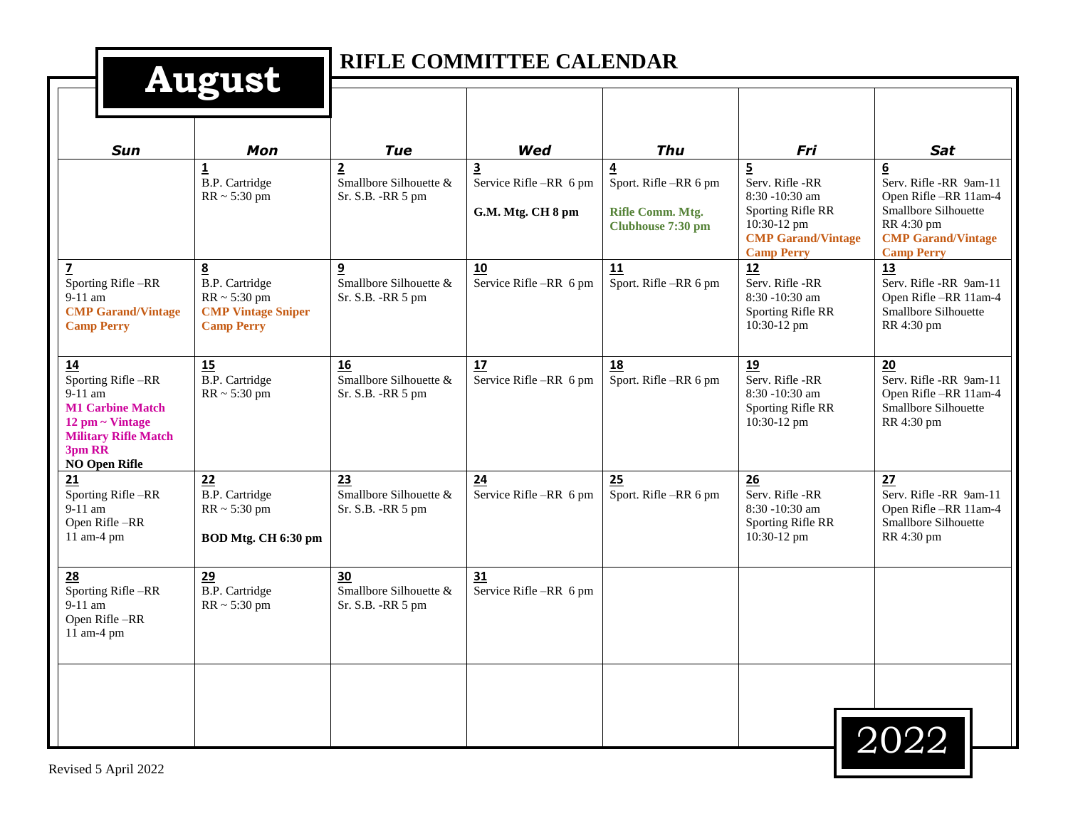# August

## RIFLE COMMITTEE CALENDAR

| Sun | Mon | Tue | Wed | Thu | Fri | Sat |
|---|---|---|---|---|---|---|
| | **1** B.P. Cartridge RR ~ 5:30 pm | **2** Smallbore Silhouette & Sr. S.B. -RR 5 pm | **3** Service Rifle –RR 6 pm **G.M. Mtg. CH 8 pm** | **4** Sport. Rifle –RR 6 pm **Rifle Comm. Mtg. Clubhouse 7:30 pm** | **5** Serv. Rifle -RR 8:30 -10:30 am Sporting Rifle RR 10:30-12 pm **CMP Garand/Vintage Camp Perry** | **6** Serv. Rifle -RR 9am-11 Open Rifle –RR 11am-4 Smallbore Silhouette RR 4:30 pm **CMP Garand/Vintage Camp Perry** |
| **7** Sporting Rifle –RR 9-11 am **CMP Garand/Vintage Camp Perry** | **8** B.P. Cartridge RR ~ 5:30 pm **CMP Vintage Sniper Camp Perry** | **9** Smallbore Silhouette & Sr. S.B. -RR 5 pm | **10** Service Rifle –RR 6 pm | **11** Sport. Rifle –RR 6 pm | **12** Serv. Rifle -RR 8:30 -10:30 am Sporting Rifle RR 10:30-12 pm | **13** Serv. Rifle -RR 9am-11 Open Rifle –RR 11am-4 Smallbore Silhouette RR 4:30 pm |
| **14** Sporting Rifle –RR 9-11 am **M1 Carbine Match 12 pm ~ Vintage Military Rifle Match 3pm RR** **NO Open Rifle** | **15** B.P. Cartridge RR ~ 5:30 pm | **16** Smallbore Silhouette & Sr. S.B. -RR 5 pm | **17** Service Rifle –RR 6 pm | **18** Sport. Rifle –RR 6 pm | **19** Serv. Rifle -RR 8:30 -10:30 am Sporting Rifle RR 10:30-12 pm | **20** Serv. Rifle -RR 9am-11 Open Rifle –RR 11am-4 Smallbore Silhouette RR 4:30 pm |
| **21** Sporting Rifle –RR 9-11 am Open Rifle –RR 11 am-4 pm | **22** B.P. Cartridge RR ~ 5:30 pm **BOD Mtg. CH 6:30 pm** | **23** Smallbore Silhouette & Sr. S.B. -RR 5 pm | **24** Service Rifle –RR 6 pm | **25** Sport. Rifle –RR 6 pm | **26** Serv. Rifle -RR 8:30 -10:30 am Sporting Rifle RR 10:30-12 pm | **27** Serv. Rifle -RR 9am-11 Open Rifle –RR 11am-4 Smallbore Silhouette RR 4:30 pm |
| **28** Sporting Rifle –RR 9-11 am Open Rifle –RR 11 am-4 pm | **29** B.P. Cartridge RR ~ 5:30 pm | **30** Smallbore Silhouette & Sr. S.B. -RR 5 pm | **31** Service Rifle –RR 6 pm | | | |
| | | | | | | |

2022

Revised 5 April 2022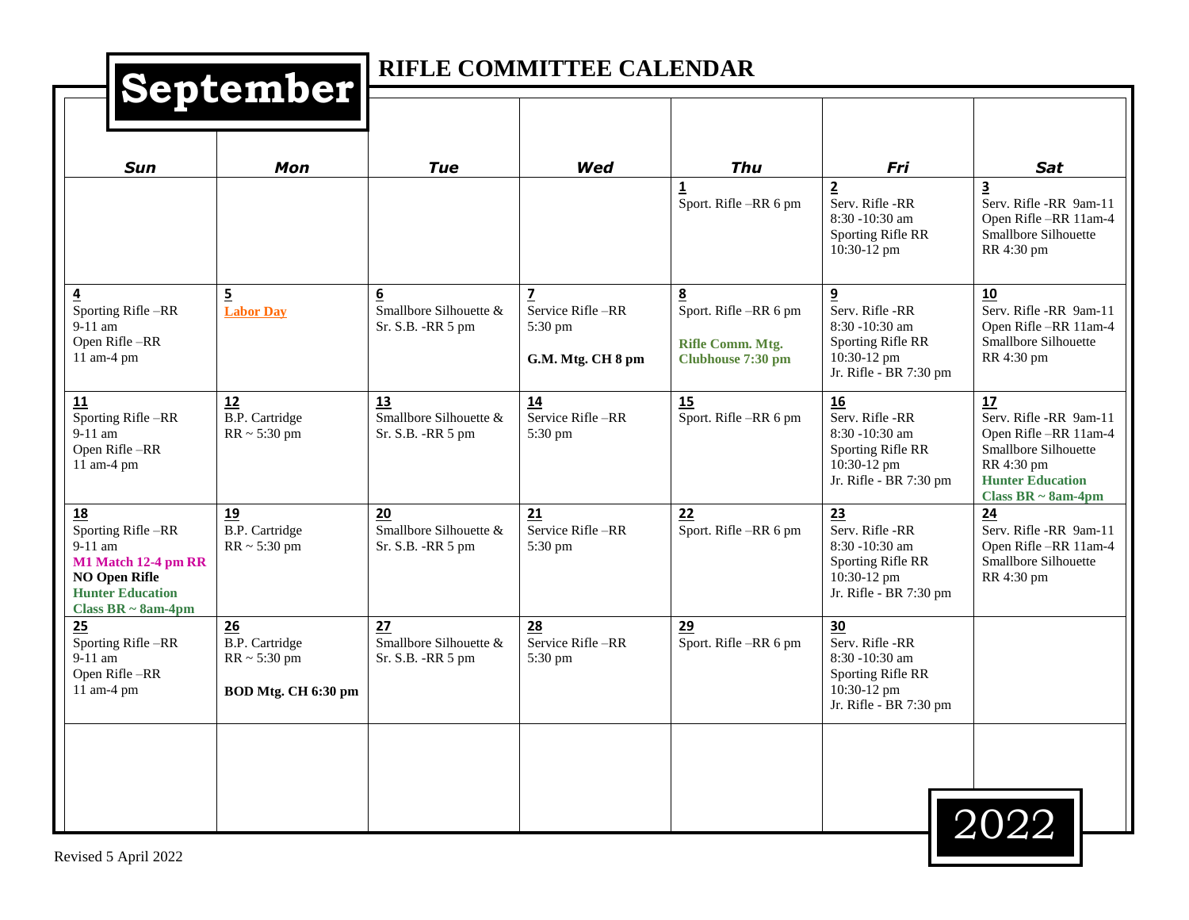# September

## RIFLE COMMITTEE CALENDAR

| Sun | Mon | Tue | Wed | Thu | Fri | Sat |
|---|---|---|---|---|---|---|
| | | | | **1**<br>Sport. Rifle –RR 6 pm | **2**<br>Serv. Rifle -RR<br>8:30 -10:30 am<br>Sporting Rifle RR<br>10:30-12 pm | **3**<br>Serv. Rifle -RR 9am-11<br>Open Rifle –RR 11am-4<br>Smallbore Silhouette<br>RR 4:30 pm |
| **4**<br>Sporting Rifle –RR<br>9-11 am<br>Open Rifle –RR<br>11 am-4 pm | **5**<br>**Labor Day** | **6**<br>Smallbore Silhouette &<br>Sr. S.B. -RR 5 pm | **7**<br>Service Rifle –RR<br>5:30 pm<br><br>**G.M. Mtg. CH 8 pm** | **8**<br>Sport. Rifle –RR 6 pm<br><br>**Rifle Comm. Mtg.**<br>**Clubhouse 7:30 pm** | **9**<br>Serv. Rifle -RR<br>8:30 -10:30 am<br>Sporting Rifle RR<br>10:30-12 pm<br>Jr. Rifle - BR 7:30 pm | **10**<br>Serv. Rifle -RR 9am-11<br>Open Rifle –RR 11am-4<br>Smallbore Silhouette<br>RR 4:30 pm |
| **11**<br>Sporting Rifle –RR<br>9-11 am<br>Open Rifle –RR<br>11 am-4 pm | **12**<br>B.P. Cartridge<br>RR ~ 5:30 pm | **13**<br>Smallbore Silhouette &<br>Sr. S.B. -RR 5 pm | **14**<br>Service Rifle –RR<br>5:30 pm | **15**<br>Sport. Rifle –RR 6 pm | **16**<br>Serv. Rifle -RR<br>8:30 -10:30 am<br>Sporting Rifle RR<br>10:30-12 pm<br>Jr. Rifle - BR 7:30 pm | **17**<br>Serv. Rifle -RR 9am-11<br>Open Rifle –RR 11am-4<br>Smallbore Silhouette<br>RR 4:30 pm<br>**Hunter Education**<br>**Class BR ~ 8am-4pm** |
| **18**<br>Sporting Rifle –RR<br>9-11 am<br>**M1 Match 12-4 pm RR**<br>**NO Open Rifle**<br>**Hunter Education**<br>**Class BR ~ 8am-4pm** | **19**<br>B.P. Cartridge<br>RR ~ 5:30 pm | **20**<br>Smallbore Silhouette &<br>Sr. S.B. -RR 5 pm | **21**<br>Service Rifle –RR<br>5:30 pm | **22**<br>Sport. Rifle –RR 6 pm | **23**<br>Serv. Rifle -RR<br>8:30 -10:30 am<br>Sporting Rifle RR<br>10:30-12 pm<br>Jr. Rifle - BR 7:30 pm | **24**<br>Serv. Rifle -RR 9am-11<br>Open Rifle –RR 11am-4<br>Smallbore Silhouette<br>RR 4:30 pm |
| **25**<br>Sporting Rifle –RR<br>9-11 am<br>Open Rifle –RR<br>11 am-4 pm | **26**<br>B.P. Cartridge<br>RR ~ 5:30 pm<br><br>**BOD Mtg. CH 6:30 pm** | **27**<br>Smallbore Silhouette &<br>Sr. S.B. -RR 5 pm | **28**<br>Service Rifle –RR<br>5:30 pm | **29**<br>Sport. Rifle –RR 6 pm | **30**<br>Serv. Rifle -RR<br>8:30 -10:30 am<br>Sporting Rifle RR<br>10:30-12 pm<br>Jr. Rifle - BR 7:30 pm | |
| | | | | | | |

**2022**

Revised 5 April 2022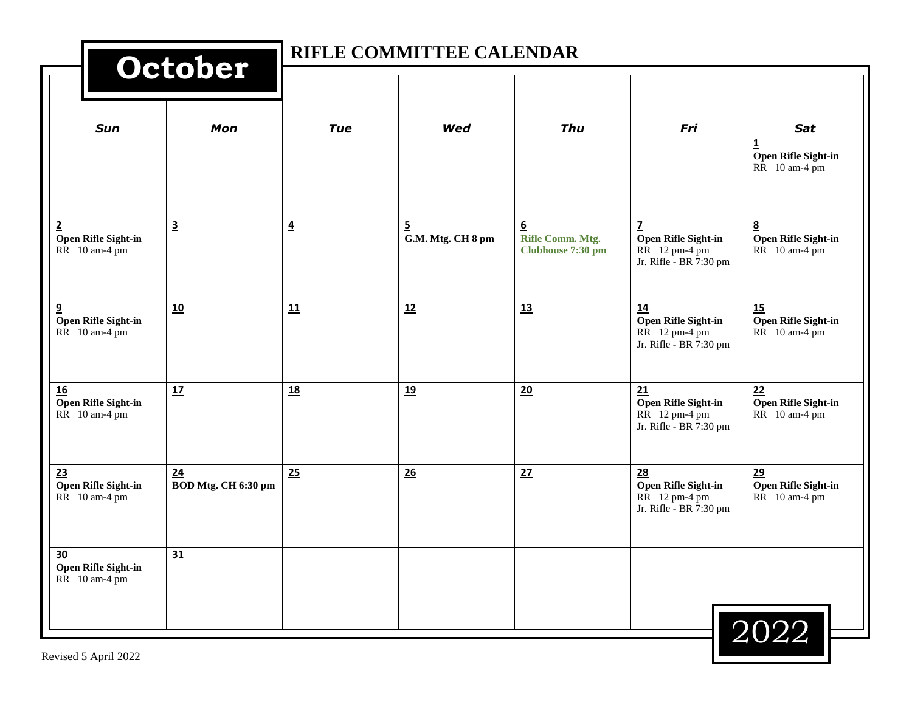# October

## RIFLE COMMITTEE CALENDAR

| Sun | Mon | Tue | Wed | Thu | Fri | Sat |
|---|---|---|---|---|---|---|
| | | | | | | **1**<br>**Open Rifle Sight-in**<br>RR 10 am-4 pm |
| **2**<br>**Open Rifle Sight-in**<br>RR 10 am-4 pm | **3** | **4** | **5**<br>**G.M. Mtg. CH 8 pm** | **6**<br>**Rifle Comm. Mtg. Clubhouse 7:30 pm** | **7**<br>**Open Rifle Sight-in**<br>RR 12 pm-4 pm<br>Jr. Rifle - BR 7:30 pm | **8**<br>**Open Rifle Sight-in**<br>RR 10 am-4 pm |
| **9**<br>**Open Rifle Sight-in**<br>RR 10 am-4 pm | **10** | **11** | **12** | **13** | **14**<br>**Open Rifle Sight-in**<br>RR 12 pm-4 pm<br>Jr. Rifle - BR 7:30 pm | **15**<br>**Open Rifle Sight-in**<br>RR 10 am-4 pm |
| **16**<br>**Open Rifle Sight-in**<br>RR 10 am-4 pm | **17** | **18** | **19** | **20** | **21**<br>**Open Rifle Sight-in**<br>RR 12 pm-4 pm<br>Jr. Rifle - BR 7:30 pm | **22**<br>**Open Rifle Sight-in**<br>RR 10 am-4 pm |
| **23**<br>**Open Rifle Sight-in**<br>RR 10 am-4 pm | **24**<br>**BOD Mtg. CH 6:30 pm** | **25** | **26** | **27** | **28**<br>**Open Rifle Sight-in**<br>RR 12 pm-4 pm<br>Jr. Rifle - BR 7:30 pm | **29**<br>**Open Rifle Sight-in**<br>RR 10 am-4 pm |
| **30**<br>**Open Rifle Sight-in**<br>RR 10 am-4 pm | **31** | | | | | |

2022

Revised 5 April 2022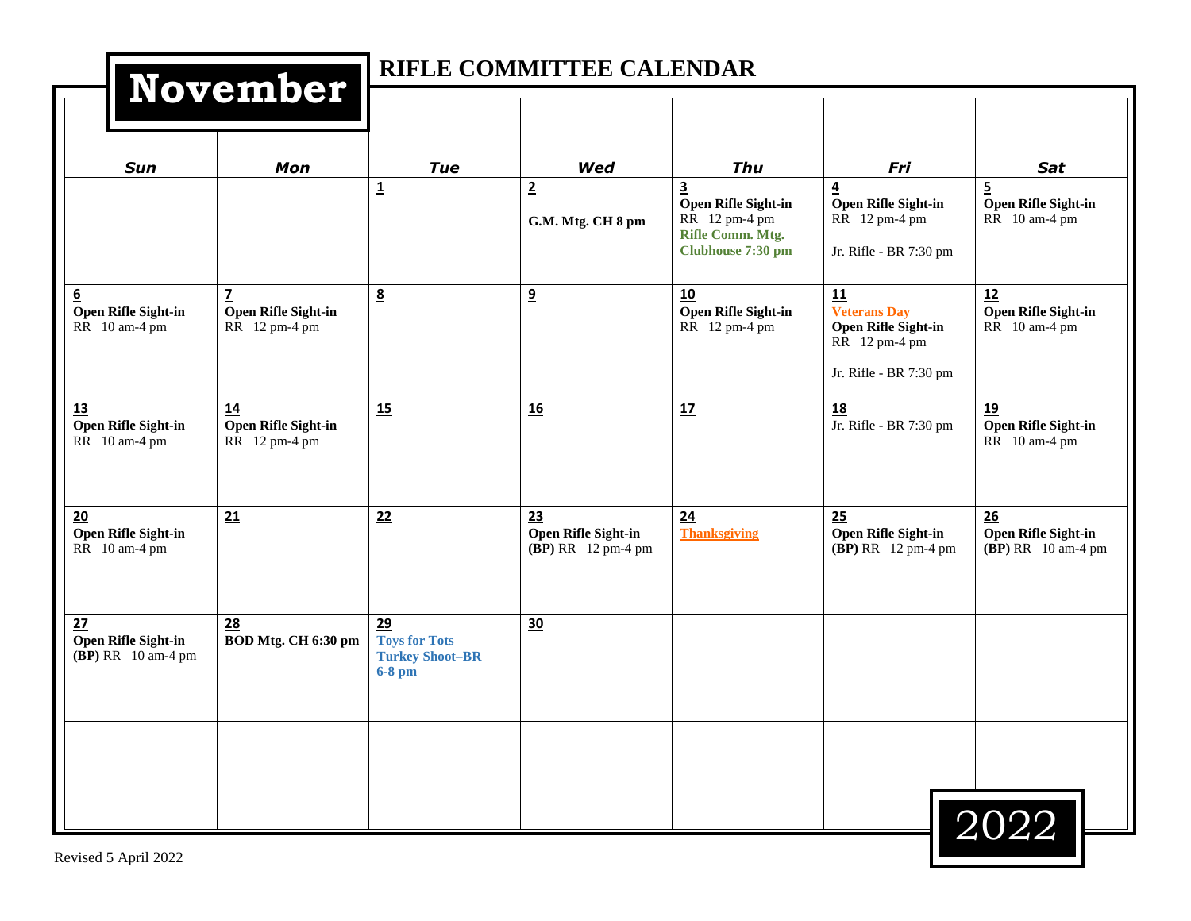# November

## RIFLE COMMITTEE CALENDAR

| Sun | Mon | Tue | Wed | Thu | Fri | Sat |
|---|---|---|---|---|---|---|
| | | **1** | **2**<br>**G.M. Mtg. CH 8 pm** | **3**<br>**Open Rifle Sight-in**<br>RR 12 pm-4 pm<br>**Rifle Comm. Mtg. Clubhouse 7:30 pm** | **4**<br>**Open Rifle Sight-in**<br>RR 12 pm-4 pm<br>Jr. Rifle - BR 7:30 pm | **5**<br>**Open Rifle Sight-in**<br>RR 10 am-4 pm |
| **6**<br>**Open Rifle Sight-in**<br>RR 10 am-4 pm | **7**<br>**Open Rifle Sight-in**<br>RR 12 pm-4 pm | **8** | **9** | **10**<br>**Open Rifle Sight-in**<br>RR 12 pm-4 pm | **11**<br>**Veterans Day**<br>**Open Rifle Sight-in**<br>RR 12 pm-4 pm<br>Jr. Rifle - BR 7:30 pm | **12**<br>**Open Rifle Sight-in**<br>RR 10 am-4 pm |
| **13**<br>**Open Rifle Sight-in**<br>RR 10 am-4 pm | **14**<br>**Open Rifle Sight-in**<br>RR 12 pm-4 pm | **15** | **16** | **17** | **18**<br>Jr. Rifle - BR 7:30 pm | **19**<br>**Open Rifle Sight-in**<br>RR 10 am-4 pm |
| **20**<br>**Open Rifle Sight-in**<br>RR 10 am-4 pm | **21** | **22** | **23**<br>**Open Rifle Sight-in**<br>**(BP)** RR 12 pm-4 pm | **24**<br>**Thanksgiving** | **25**<br>**Open Rifle Sight-in**<br>**(BP)** RR 12 pm-4 pm | **26**<br>**Open Rifle Sight-in**<br>**(BP)** RR 10 am-4 pm |
| **27**<br>**Open Rifle Sight-in**<br>**(BP)** RR 10 am-4 pm | **28**<br>**BOD Mtg. CH 6:30 pm** | **29**<br>**Toys for Tots Turkey Shoot–BR 6-8 pm** | **30** | | | |
| | | | | | | |

2022

Revised 5 April 2022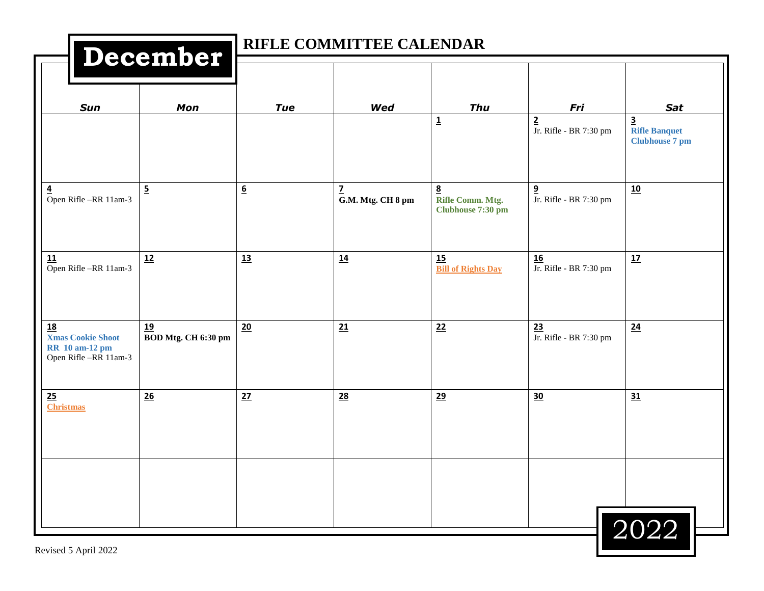# December

## RIFLE COMMITTEE CALENDAR

| Sun | Mon | Tue | Wed | Thu | Fri | Sat |
|---|---|---|---|---|---|---|
| | | | | 1 | 2<br>Jr. Rifle - BR 7:30 pm | 3<br>**Rifle Banquet Clubhouse 7 pm** |
| 4<br>Open Rifle –RR 11am-3 | 5 | 6 | 7<br>**G.M. Mtg. CH 8 pm** | 8<br>**Rifle Comm. Mtg. Clubhouse 7:30 pm** | 9<br>Jr. Rifle - BR 7:30 pm | 10 |
| 11<br>Open Rifle –RR 11am-3 | 12 | 13 | 14 | 15<br>**Bill of Rights Day** | 16<br>Jr. Rifle - BR 7:30 pm | 17 |
| 18<br>**Xmas Cookie Shoot RR 10 am-12 pm**<br>Open Rifle –RR 11am-3 | 19<br>**BOD Mtg. CH 6:30 pm** | 20 | 21 | 22 | 23<br>Jr. Rifle - BR 7:30 pm | 24 |
| 25<br>**Christmas** | 26 | 27 | 28 | 29 | 30 | 31 |
| | | | | | | |

2022

Revised 5 April 2022